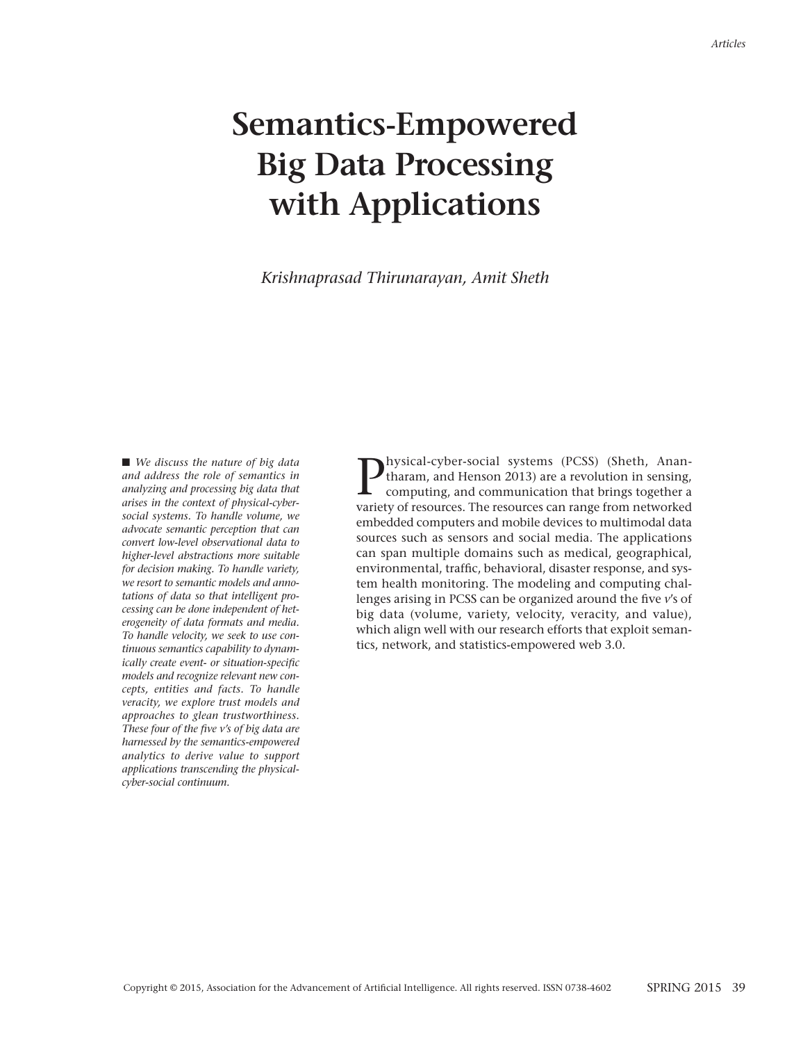# Semantics-Empowered Big Data Processing with Applications

*Krishnaprasad Thirunarayan, Amit Sheth*

■ *We discuss the nature of big data and address the role of semantics in analyzing and processing big data that arises in the context of physical-cyber-social systems. To handle volume, we advocate semantic perception that can convert low-level observational data to higher-level abstractions more suitable for decision making. To handle variety, we resort to semantic models and annotations of data so that intelligent processing can be done independent of heterogeneity of data formats and media. To handle velocity, we seek to use continuous semantics capability to dynamically create event- or situation-specific models and recognize relevant new concepts, entities and facts. To handle veracity, we explore trust models and approaches to glean trustworthiness. These four of the five v's of big data are harnessed by the semantics-empowered analytics to derive value to support applications transcending the physical-cyber-social continuum.*

Physical-cyber-social systems (PCSS) (Sheth, Anantharam, and Henson 2013) are a revolution in sensing, computing, and communication that brings together a variety of resources. The resources can range from networked embedded computers and mobile devices to multimodal data sources such as sensors and social media. The applications can span multiple domains such as medical, geographical, environmental, traffic, behavioral, disaster response, and system health monitoring. The modeling and computing challenges arising in PCSS can be organized around the five *v*'s of big data (volume, variety, velocity, veracity, and value), which align well with our research efforts that exploit semantics, network, and statistics-empowered web 3.0.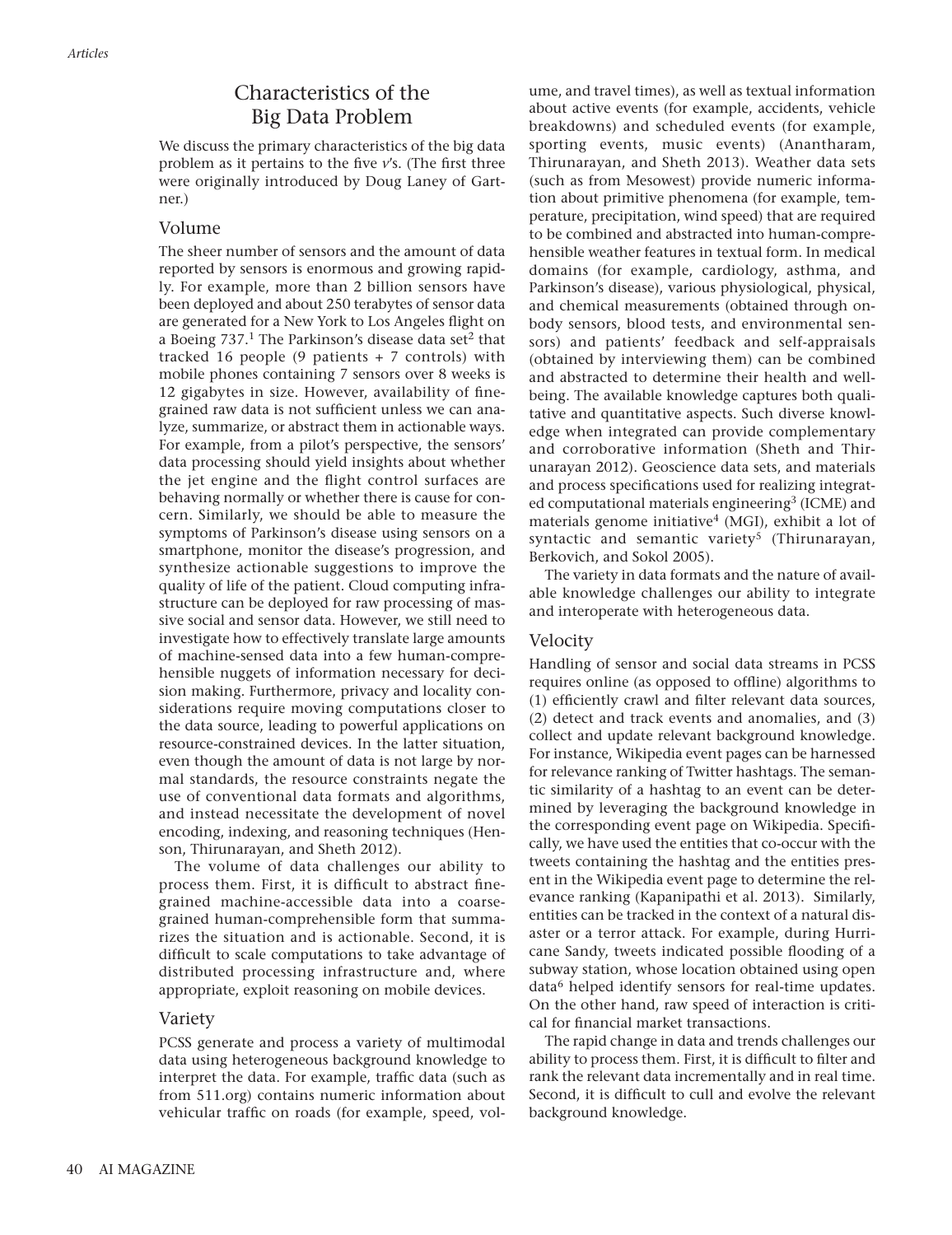## Characteristics of the Big Data Problem

We discuss the primary characteristics of the big data problem as it pertains to the five *v*'s. (The first three were originally introduced by Doug Laney of Gartner.)

### Volume

The sheer number of sensors and the amount of data reported by sensors is enormous and growing rapidly. For example, more than 2 billion sensors have been deployed and about 250 terabytes of sensor data are generated for a New York to Los Angeles flight on a Boeing 737.[1] The Parkinson's disease data set[2] that tracked 16 people (9 patients + 7 controls) with mobile phones containing 7 sensors over 8 weeks is 12 gigabytes in size. However, availability of fine-grained raw data is not sufficient unless we can analyze, summarize, or abstract them in actionable ways. For example, from a pilot's perspective, the sensors' data processing should yield insights about whether the jet engine and the flight control surfaces are behaving normally or whether there is cause for concern. Similarly, we should be able to measure the symptoms of Parkinson's disease using sensors on a smartphone, monitor the disease's progression, and synthesize actionable suggestions to improve the quality of life of the patient. Cloud computing infrastructure can be deployed for raw processing of massive social and sensor data. However, we still need to investigate how to effectively translate large amounts of machine-sensed data into a few human-comprehensible nuggets of information necessary for decision making. Furthermore, privacy and locality considerations require moving computations closer to the data source, leading to powerful applications on resource-constrained devices. In the latter situation, even though the amount of data is not large by normal standards, the resource constraints negate the use of conventional data formats and algorithms, and instead necessitate the development of novel encoding, indexing, and reasoning techniques (Henson, Thirunarayan, and Sheth 2012).

The volume of data challenges our ability to process them. First, it is difficult to abstract fine-grained machine-accessible data into a coarse-grained human-comprehensible form that summarizes the situation and is actionable. Second, it is difficult to scale computations to take advantage of distributed processing infrastructure and, where appropriate, exploit reasoning on mobile devices.

### Variety

PCSS generate and process a variety of multimodal data using heterogeneous background knowledge to interpret the data. For example, traffic data (such as from 511.org) contains numeric information about vehicular traffic on roads (for example, speed, volume, and travel times), as well as textual information about active events (for example, accidents, vehicle breakdowns) and scheduled events (for example, sporting events, music events) (Anantharam, Thirunarayan, and Sheth 2013). Weather data sets (such as from Mesowest) provide numeric information about primitive phenomena (for example, temperature, precipitation, wind speed) that are required to be combined and abstracted into human-comprehensible weather features in textual form. In medical domains (for example, cardiology, asthma, and Parkinson's disease), various physiological, physical, and chemical measurements (obtained through on-body sensors, blood tests, and environmental sensors) and patients' feedback and self-appraisals (obtained by interviewing them) can be combined and abstracted to determine their health and well-being. The available knowledge captures both qualitative and quantitative aspects. Such diverse knowledge when integrated can provide complementary and corroborative information (Sheth and Thirunarayan 2012). Geoscience data sets, and materials and process specifications used for realizing integrated computational materials engineering[3] (ICME) and materials genome initiative[4] (MGI), exhibit a lot of syntactic and semantic variety[5] (Thirunarayan, Berkovich, and Sokol 2005).

The variety in data formats and the nature of available knowledge challenges our ability to integrate and interoperate with heterogeneous data.

### Velocity

Handling of sensor and social data streams in PCSS requires online (as opposed to offline) algorithms to (1) efficiently crawl and filter relevant data sources, (2) detect and track events and anomalies, and (3) collect and update relevant background knowledge. For instance, Wikipedia event pages can be harnessed for relevance ranking of Twitter hashtags. The semantic similarity of a hashtag to an event can be determined by leveraging the background knowledge in the corresponding event page on Wikipedia. Specifically, we have used the entities that co-occur with the tweets containing the hashtag and the entities present in the Wikipedia event page to determine the relevance ranking (Kapanipathi et al. 2013). Similarly, entities can be tracked in the context of a natural disaster or a terror attack. For example, during Hurricane Sandy, tweets indicated possible flooding of a subway station, whose location obtained using open data[6] helped identify sensors for real-time updates. On the other hand, raw speed of interaction is critical for financial market transactions.

The rapid change in data and trends challenges our ability to process them. First, it is difficult to filter and rank the relevant data incrementally and in real time. Second, it is difficult to cull and evolve the relevant background knowledge.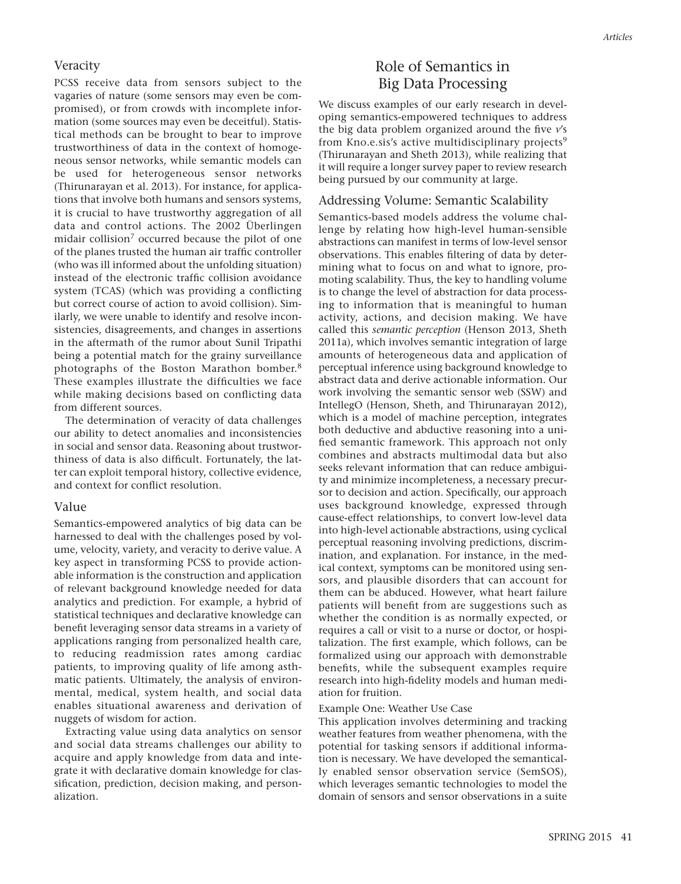### Veracity

PCSS receive data from sensors subject to the vagaries of nature (some sensors may even be compromised), or from crowds with incomplete information (some sources may even be deceitful). Statistical methods can be brought to bear to improve trustworthiness of data in the context of homogeneous sensor networks, while semantic models can be used for heterogeneous sensor networks (Thirunarayan et al. 2013). For instance, for applications that involve both humans and sensors systems, it is crucial to have trustworthy aggregation of all data and control actions. The 2002 Überlingen midair collision[7] occurred because the pilot of one of the planes trusted the human air traffic controller (who was ill informed about the unfolding situation) instead of the electronic traffic collision avoidance system (TCAS) (which was providing a conflicting but correct course of action to avoid collision). Similarly, we were unable to identify and resolve inconsistencies, disagreements, and changes in assertions in the aftermath of the rumor about Sunil Tripathi being a potential match for the grainy surveillance photographs of the Boston Marathon bomber.[8] These examples illustrate the difficulties we face while making decisions based on conflicting data from different sources.

The determination of veracity of data challenges our ability to detect anomalies and inconsistencies in social and sensor data. Reasoning about trustworthiness of data is also difficult. Fortunately, the latter can exploit temporal history, collective evidence, and context for conflict resolution.

### Value

Semantics-empowered analytics of big data can be harnessed to deal with the challenges posed by volume, velocity, variety, and veracity to derive value. A key aspect in transforming PCSS to provide actionable information is the construction and application of relevant background knowledge needed for data analytics and prediction. For example, a hybrid of statistical techniques and declarative knowledge can benefit leveraging sensor data streams in a variety of applications ranging from personalized health care, to reducing readmission rates among cardiac patients, to improving quality of life among asthmatic patients. Ultimately, the analysis of environmental, medical, system health, and social data enables situational awareness and derivation of nuggets of wisdom for action.

Extracting value using data analytics on sensor and social data streams challenges our ability to acquire and apply knowledge from data and integrate it with declarative domain knowledge for classification, prediction, decision making, and personalization.

## Role of Semantics in Big Data Processing

We discuss examples of our early research in developing semantics-empowered techniques to address the big data problem organized around the five *v*'s from Kno.e.sis's active multidisciplinary projects[9] (Thirunarayan and Sheth 2013), while realizing that it will require a longer survey paper to review research being pursued by our community at large.

### Addressing Volume: Semantic Scalability

Semantics-based models address the volume challenge by relating how high-level human-sensible abstractions can manifest in terms of low-level sensor observations. This enables filtering of data by determining what to focus on and what to ignore, promoting scalability. Thus, the key to handling volume is to change the level of abstraction for data processing to information that is meaningful to human activity, actions, and decision making. We have called this *semantic perception* (Henson 2013, Sheth 2011a), which involves semantic integration of large amounts of heterogeneous data and application of perceptual inference using background knowledge to abstract data and derive actionable information. Our work involving the semantic sensor web (SSW) and IntellegO (Henson, Sheth, and Thirunarayan 2012), which is a model of machine perception, integrates both deductive and abductive reasoning into a unified semantic framework. This approach not only combines and abstracts multimodal data but also seeks relevant information that can reduce ambiguity and minimize incompleteness, a necessary precursor to decision and action. Specifically, our approach uses background knowledge, expressed through cause-effect relationships, to convert low-level data into high-level actionable abstractions, using cyclical perceptual reasoning involving predictions, discrimination, and explanation. For instance, in the medical context, symptoms can be monitored using sensors, and plausible disorders that can account for them can be abduced. However, what heart failure patients will benefit from are suggestions such as whether the condition is as normally expected, or requires a call or visit to a nurse or doctor, or hospitalization. The first example, which follows, can be formalized using our approach with demonstrable benefits, while the subsequent examples require research into high-fidelity models and human mediation for fruition.

#### Example One: Weather Use Case

This application involves determining and tracking weather features from weather phenomena, with the potential for tasking sensors if additional information is necessary. We have developed the semantically enabled sensor observation service (SemSOS), which leverages semantic technologies to model the domain of sensors and sensor observations in a suite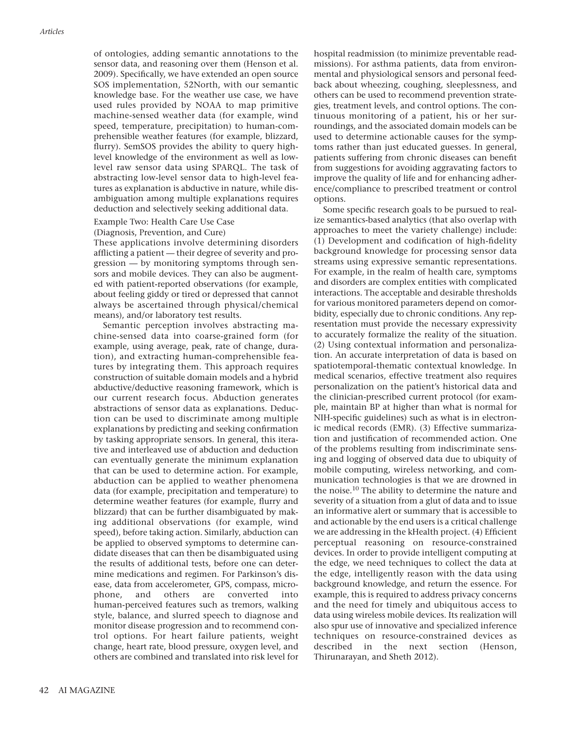of ontologies, adding semantic annotations to the sensor data, and reasoning over them (Henson et al. 2009). Specifically, we have extended an open source SOS implementation, 52North, with our semantic knowledge base. For the weather use case, we have used rules provided by NOAA to map primitive machine-sensed weather data (for example, wind speed, temperature, precipitation) to human-comprehensible weather features (for example, blizzard, flurry). SemSOS provides the ability to query high-level knowledge of the environment as well as low-level raw sensor data using SPARQL. The task of abstracting low-level sensor data to high-level features as explanation is abductive in nature, while disambiguation among multiple explanations requires deduction and selectively seeking additional data.

### Example Two: Health Care Use Case (Diagnosis, Prevention, and Cure)

These applications involve determining disorders afflicting a patient — their degree of severity and progression — by monitoring symptoms through sensors and mobile devices. They can also be augmented with patient-reported observations (for example, about feeling giddy or tired or depressed that cannot always be ascertained through physical/chemical means), and/or laboratory test results.

Semantic perception involves abstracting machine-sensed data into coarse-grained form (for example, using average, peak, rate of change, duration), and extracting human-comprehensible features by integrating them. This approach requires construction of suitable domain models and a hybrid abductive/deductive reasoning framework, which is our current research focus. Abduction generates abstractions of sensor data as explanations. Deduction can be used to discriminate among multiple explanations by predicting and seeking confirmation by tasking appropriate sensors. In general, this iterative and interleaved use of abduction and deduction can eventually generate the minimum explanation that can be used to determine action. For example, abduction can be applied to weather phenomena data (for example, precipitation and temperature) to determine weather features (for example, flurry and blizzard) that can be further disambiguated by making additional observations (for example, wind speed), before taking action. Similarly, abduction can be applied to observed symptoms to determine candidate diseases that can then be disambiguated using the results of additional tests, before one can determine medications and regimen. For Parkinson's disease, data from accelerometer, GPS, compass, microphone, and others are converted into human-perceived features such as tremors, walking style, balance, and slurred speech to diagnose and monitor disease progression and to recommend control options. For heart failure patients, weight change, heart rate, blood pressure, oxygen level, and others are combined and translated into risk level for hospital readmission (to minimize preventable readmissions). For asthma patients, data from environmental and physiological sensors and personal feedback about wheezing, coughing, sleeplessness, and others can be used to recommend prevention strategies, treatment levels, and control options. The continuous monitoring of a patient, his or her surroundings, and the associated domain models can be used to determine actionable causes for the symptoms rather than just educated guesses. In general, patients suffering from chronic diseases can benefit from suggestions for avoiding aggravating factors to improve the quality of life and for enhancing adherence/compliance to prescribed treatment or control options.

Some specific research goals to be pursued to realize semantics-based analytics (that also overlap with approaches to meet the variety challenge) include: (1) Development and codification of high-fidelity background knowledge for processing sensor data streams using expressive semantic representations. For example, in the realm of health care, symptoms and disorders are complex entities with complicated interactions. The acceptable and desirable thresholds for various monitored parameters depend on comorbidity, especially due to chronic conditions. Any representation must provide the necessary expressivity to accurately formalize the reality of the situation. (2) Using contextual information and personalization. An accurate interpretation of data is based on spatiotemporal-thematic contextual knowledge. In medical scenarios, effective treatment also requires personalization on the patient's historical data and the clinician-prescribed current protocol (for example, maintain BP at higher than what is normal for NIH-specific guidelines) such as what is in electronic medical records (EMR). (3) Effective summarization and justification of recommended action. One of the problems resulting from indiscriminate sensing and logging of observed data due to ubiquity of mobile computing, wireless networking, and communication technologies is that we are drowned in the noise.[10] The ability to determine the nature and severity of a situation from a glut of data and to issue an informative alert or summary that is accessible to and actionable by the end users is a critical challenge we are addressing in the kHealth project. (4) Efficient perceptual reasoning on resource-constrained devices. In order to provide intelligent computing at the edge, we need techniques to collect the data at the edge, intelligently reason with the data using background knowledge, and return the essence. For example, this is required to address privacy concerns and the need for timely and ubiquitous access to data using wireless mobile devices. Its realization will also spur use of innovative and specialized inference techniques on resource-constrained devices as described in the next section (Henson, Thirunarayan, and Sheth 2012).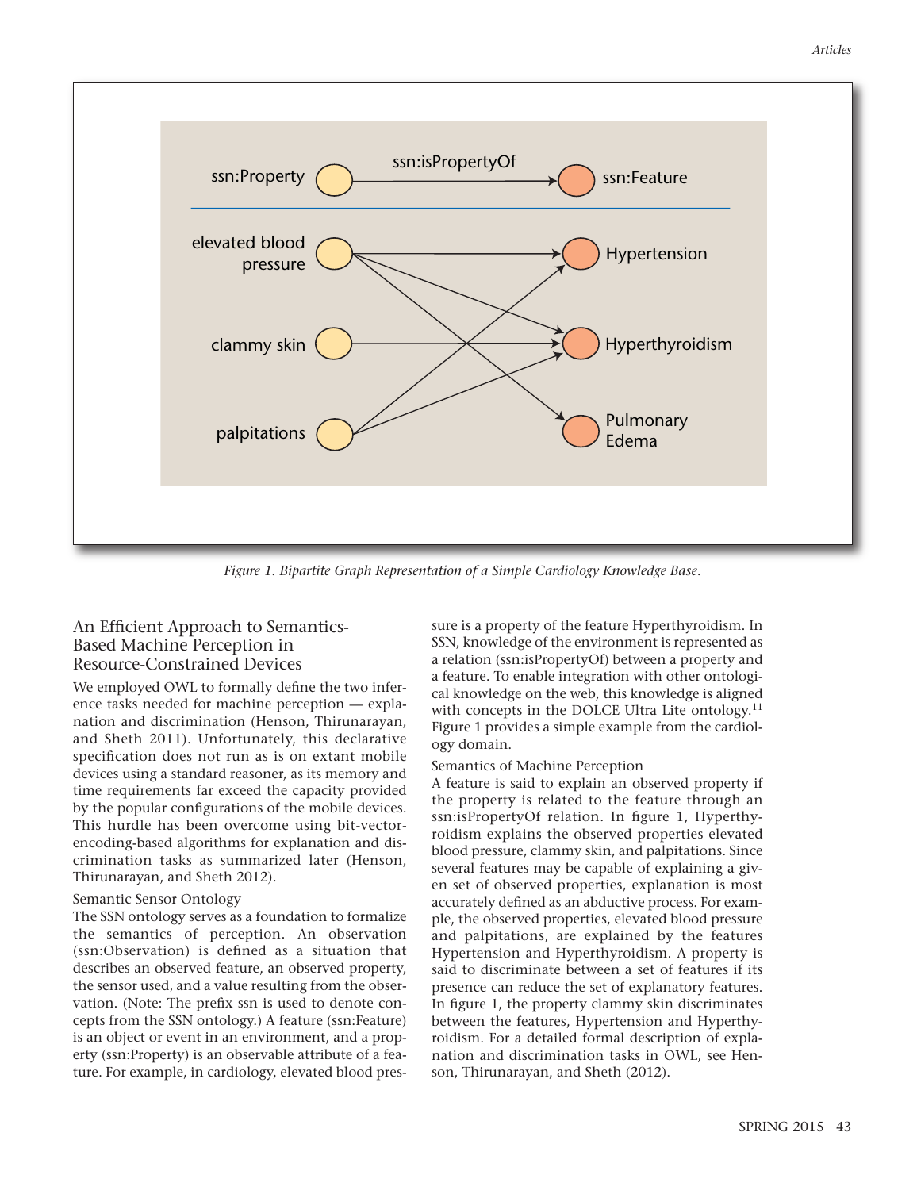ssn:Property

ssn:isPropertyOf

ssn:Feature

elevated blood pressure

clammy skin

palpitations

Hypertension

Hyperthyroidism

Pulmonary Edema

*Figure 1. Bipartite Graph Representation of a Simple Cardiology Knowledge Base.*

## An Efficient Approach to Semantics-Based Machine Perception in Resource-Constrained Devices

We employed OWL to formally define the two inference tasks needed for machine perception — explanation and discrimination (Henson, Thirunarayan, and Sheth 2011). Unfortunately, this declarative specification does not run as is on extant mobile devices using a standard reasoner, as its memory and time requirements far exceed the capacity provided by the popular configurations of the mobile devices. This hurdle has been overcome using bit-vector-encoding-based algorithms for explanation and discrimination tasks as summarized later (Henson, Thirunarayan, and Sheth 2012).

### Semantic Sensor Ontology

The SSN ontology serves as a foundation to formalize the semantics of perception. An observation (ssn:Observation) is defined as a situation that describes an observed feature, an observed property, the sensor used, and a value resulting from the observation. (Note: The prefix ssn is used to denote concepts from the SSN ontology.) A feature (ssn:Feature) is an object or event in an environment, and a property (ssn:Property) is an observable attribute of a feature. For example, in cardiology, elevated blood pressure is a property of the feature Hyperthyroidism. In SSN, knowledge of the environment is represented as a relation (ssn:isPropertyOf) between a property and a feature. To enable integration with other ontological knowledge on the web, this knowledge is aligned with concepts in the DOLCE Ultra Lite ontology.[11] Figure 1 provides a simple example from the cardiology domain.

### Semantics of Machine Perception

A feature is said to explain an observed property if the property is related to the feature through an ssn:isPropertyOf relation. In figure 1, Hyperthyroidism explains the observed properties elevated blood pressure, clammy skin, and palpitations. Since several features may be capable of explaining a given set of observed properties, explanation is most accurately defined as an abductive process. For example, the observed properties, elevated blood pressure and palpitations, are explained by the features Hypertension and Hyperthyroidism. A property is said to discriminate between a set of features if its presence can reduce the set of explanatory features. In figure 1, the property clammy skin discriminates between the features, Hypertension and Hyperthyroidism. For a detailed formal description of explanation and discrimination tasks in OWL, see Henson, Thirunarayan, and Sheth (2012).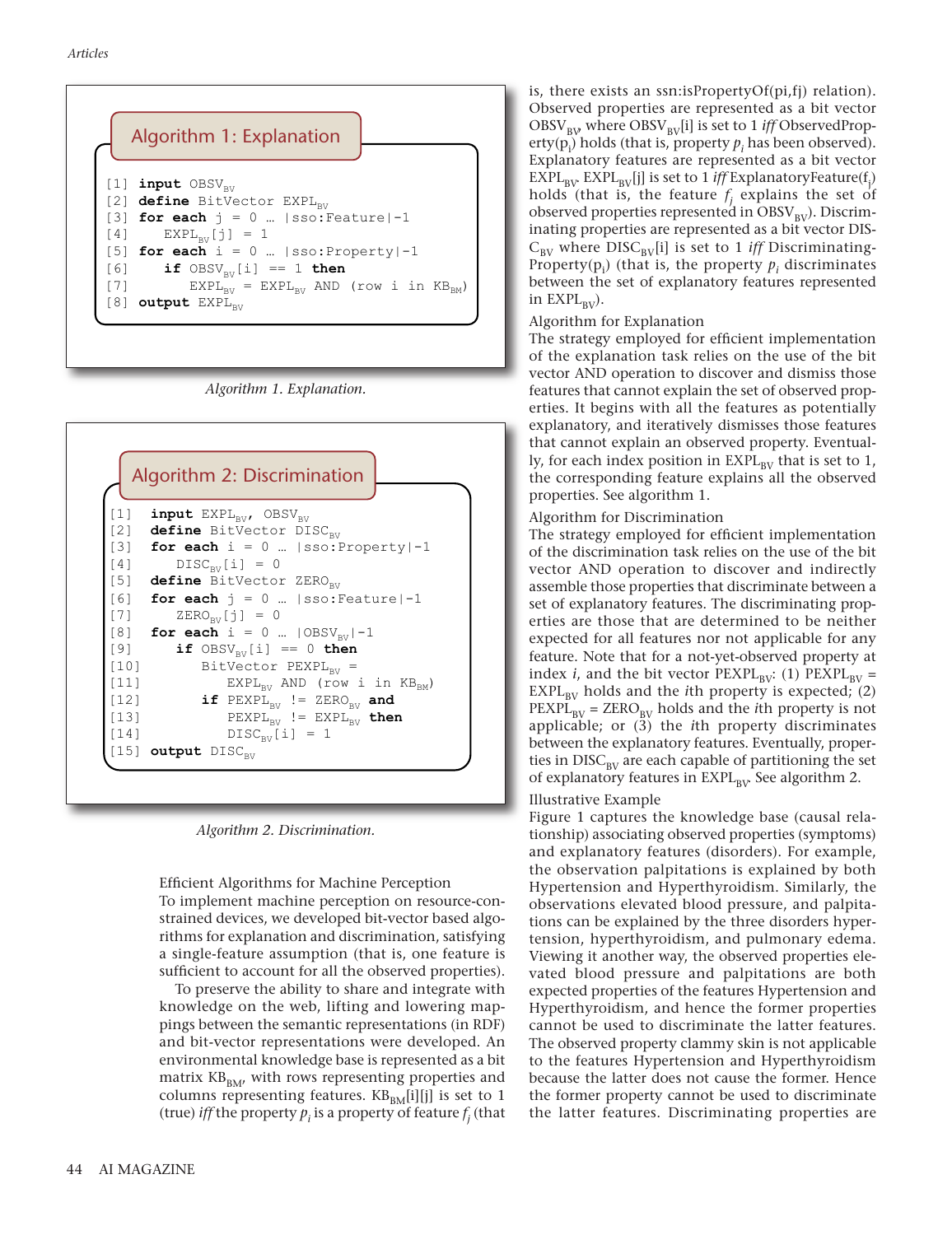```
Algorithm 1: Explanation

[1] input OBSV_BV
[2] define BitVector EXPL_BV
[3] for each j = 0 … |sso:Feature|-1
[4]    EXPL_BV[j] = 1
[5] for each i = 0 … |sso:Property|-1
[6]    if OBSV_BV[i] == 1 then
[7]       EXPL_BV = EXPL_BV AND (row i in KB_BM)
[8] output EXPL_BV
```

*Algorithm 1. Explanation.*

```
Algorithm 2: Discrimination

[1]  input EXPL_BV, OBSV_BV
[2]  define BitVector DISC_BV
[3]  for each i = 0 … |sso:Property|-1
[4]     DISC_BV[i] = 0
[5]  define BitVector ZERO_BV
[6]  for each j = 0 … |sso:Feature|-1
[7]     ZERO_BV[j] = 0
[8]  for each i = 0 … |OBSV_BV|-1
[9]     if OBSV_BV[i] == 0 then
[10]       BitVector PEXPL_BV =
[11]          EXPL_BV AND (row i in KB_BM)
[12]       if PEXPL_BV != ZERO_BV and
[13]          PEXPL_BV != EXPL_BV then
[14]          DISC_BV[i] = 1
[15] output DISC_BV
```

*Algorithm 2. Discrimination.*

### Efficient Algorithms for Machine Perception

To implement machine perception on resource-constrained devices, we developed bit-vector based algorithms for explanation and discrimination, satisfying a single-feature assumption (that is, one feature is sufficient to account for all the observed properties).

To preserve the ability to share and integrate with knowledge on the web, lifting and lowering mappings between the semantic representations (in RDF) and bit-vector representations were developed. An environmental knowledge base is represented as a bit matrix $KB_{BM}$, with rows representing properties and columns representing features. $KB_{BM}[i][j]$ is set to 1 (true) *iff* the property $p_i$ is a property of feature $f_j$ (that is, there exists an ssn:isPropertyOf(pi,fj) relation). Observed properties are represented as a bit vector $OBSV_{BV}$, where $OBSV_{BV}[i]$ is set to 1 *iff* ObservedProperty($p_i$) holds (that is, property $p_i$ has been observed). Explanatory features are represented as a bit vector $EXPL_{BV}$. $EXPL_{BV}[j]$ is set to 1 *iff* ExplanatoryFeature($f_j$) holds (that is, the feature $f_j$ explains the set of observed properties represented in $OBSV_{BV}$). Discriminating properties are represented as a bit vector $DISC_{BV}$ where $DISC_{BV}[i]$ is set to 1 *iff* DiscriminatingProperty($p_i$) (that is, the property $p_i$ discriminates between the set of explanatory features represented in $EXPL_{BV}$).

### Algorithm for Explanation

The strategy employed for efficient implementation of the explanation task relies on the use of the bit vector AND operation to discover and dismiss those features that cannot explain the set of observed properties. It begins with all the features as potentially explanatory, and iteratively dismisses those features that cannot explain an observed property. Eventually, for each index position in $EXPL_{BV}$ that is set to 1, the corresponding feature explains all the observed properties. See algorithm 1.

### Algorithm for Discrimination

The strategy employed for efficient implementation of the discrimination task relies on the use of the bit vector AND operation to discover and indirectly assemble those properties that discriminate between a set of explanatory features. The discriminating properties are those that are determined to be neither expected for all features nor not applicable for any feature. Note that for a not-yet-observed property at index *i*, and the bit vector $PEXPL_{BV}$: (1) $PEXPL_{BV} = EXPL_{BV}$ holds and the *i*th property is expected; (2) $PEXPL_{BV} = ZERO_{BV}$ holds and the *i*th property is not applicable; or (3) the *i*th property discriminates between the explanatory features. Eventually, properties in $DISC_{BV}$ are each capable of partitioning the set of explanatory features in $EXPL_{BV}$. See algorithm 2.

### Illustrative Example

Figure 1 captures the knowledge base (causal relationship) associating observed properties (symptoms) and explanatory features (disorders). For example, the observation palpitations is explained by both Hypertension and Hyperthyroidism. Similarly, the observations elevated blood pressure, and palpitations can be explained by the three disorders hypertension, hyperthyroidism, and pulmonary edema. Viewing it another way, the observed properties elevated blood pressure and palpitations are both expected properties of the features Hypertension and Hyperthyroidism, and hence the former properties cannot be used to discriminate the latter features. The observed property clammy skin is not applicable to the features Hypertension and Hyperthyroidism because the latter does not cause the former. Hence the former property cannot be used to discriminate the latter features. Discriminating properties are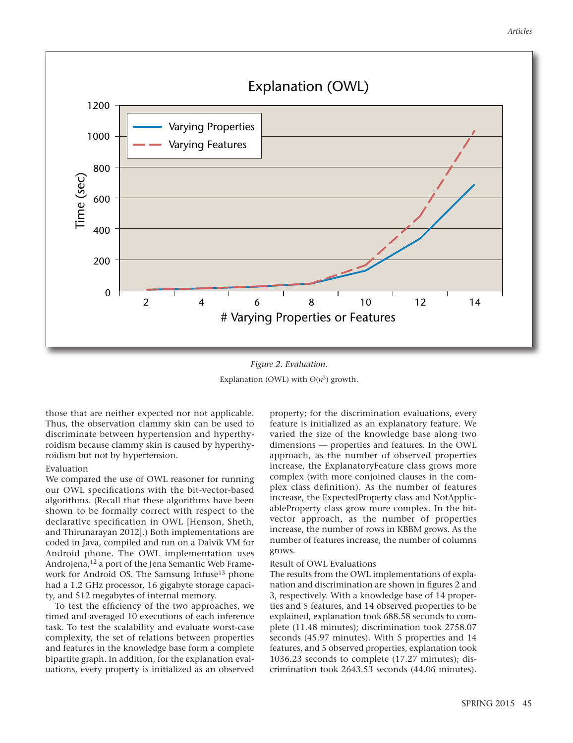Explanation (OWL)

1200
1000
800
600
400
200
0

Time (sec)

Varying Properties
Varying Features

2 4 6 8 10 12 14

# Varying Properties or Features

*Figure 2. Evaluation.*

Explanation (OWL) with $O(n^3)$ growth.

those that are neither expected nor not applicable. Thus, the observation clammy skin can be used to discriminate between hypertension and hyperthyroidism because clammy skin is caused by hyperthyroidism but not by hypertension.

Evaluation

We compared the use of OWL reasoner for running our OWL specifications with the bit-vector-based algorithms. (Recall that these algorithms have been shown to be formally correct with respect to the declarative specification in OWL [Henson, Sheth, and Thirunarayan 2012].) Both implementations are coded in Java, compiled and run on a Dalvik VM for Android phone. The OWL implementation uses Androjena,[12] a port of the Jena Semantic Web Framework for Android OS. The Samsung Infuse[13] phone had a 1.2 GHz processor, 16 gigabyte storage capacity, and 512 megabytes of internal memory.

To test the efficiency of the two approaches, we timed and averaged 10 executions of each inference task. To test the scalability and evaluate worst-case complexity, the set of relations between properties and features in the knowledge base form a complete bipartite graph. In addition, for the explanation evaluations, every property is initialized as an observed property; for the discrimination evaluations, every feature is initialized as an explanatory feature. We varied the size of the knowledge base along two dimensions — properties and features. In the OWL approach, as the number of observed properties increase, the ExplanatoryFeature class grows more complex (with more conjoined clauses in the complex class definition). As the number of features increase, the ExpectedProperty class and NotApplicableProperty class grow more complex. In the bit-vector approach, as the number of properties increase, the number of rows in KBBM grows. As the number of features increase, the number of columns grows.

Result of OWL Evaluations

The results from the OWL implementations of explanation and discrimination are shown in figures 2 and 3, respectively. With a knowledge base of 14 properties and 5 features, and 14 observed properties to be explained, explanation took 688.58 seconds to complete (11.48 minutes); discrimination took 2758.07 seconds (45.97 minutes). With 5 properties and 14 features, and 5 observed properties, explanation took 1036.23 seconds to complete (17.27 minutes); discrimination took 2643.53 seconds (44.06 minutes).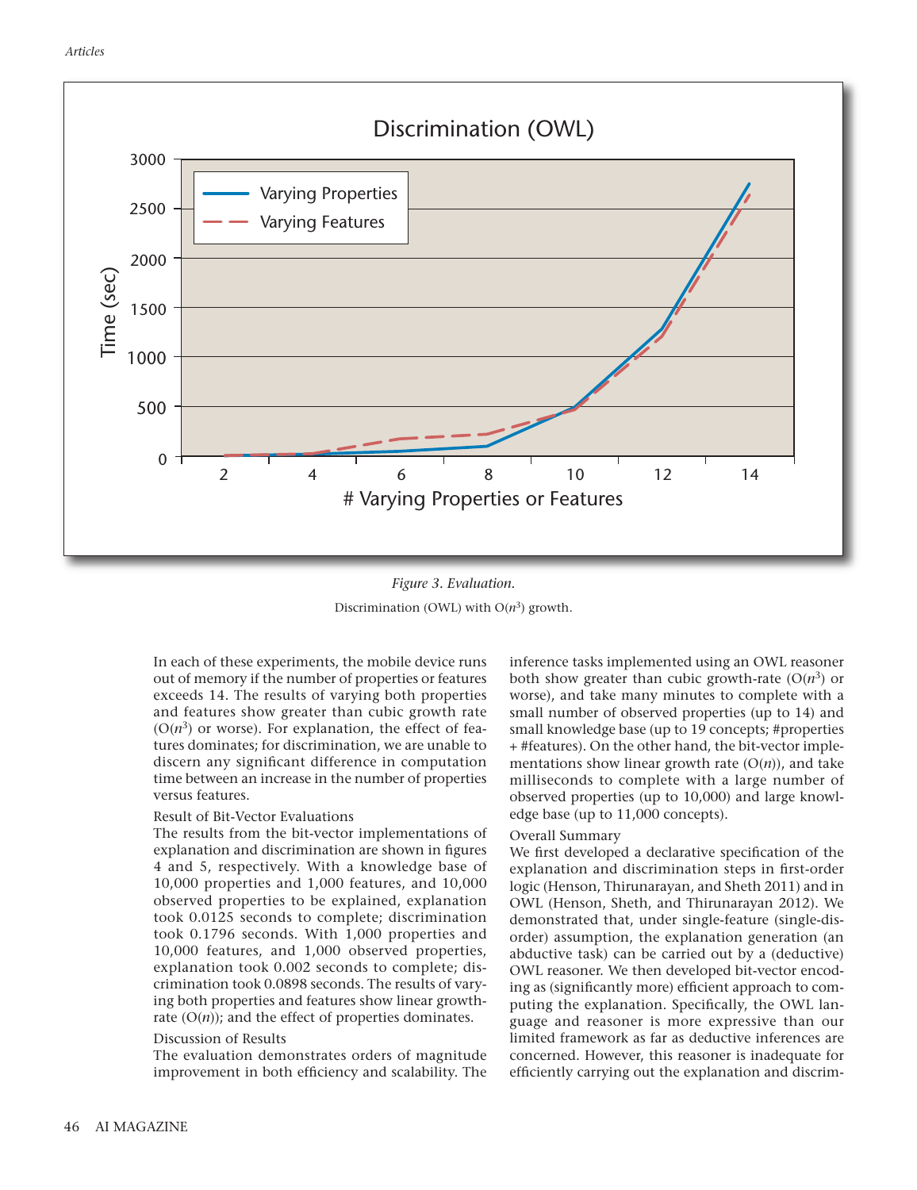Discrimination (OWL)

3000
2500
2000
1500
1000
500
0

Time (sec)

Varying Properties
Varying Features

2 4 6 8 10 12 14

# Varying Properties or Features

*Figure 3. Evaluation.*

Discrimination (OWL) with $O(n^3)$ growth.

In each of these experiments, the mobile device runs out of memory if the number of properties or features exceeds 14. The results of varying both properties and features show greater than cubic growth rate ($O(n^3)$ or worse). For explanation, the effect of features dominates; for discrimination, we are unable to discern any significant difference in computation time between an increase in the number of properties versus features.

### Result of Bit-Vector Evaluations

The results from the bit-vector implementations of explanation and discrimination are shown in figures 4 and 5, respectively. With a knowledge base of 10,000 properties and 1,000 features, and 10,000 observed properties to be explained, explanation took 0.0125 seconds to complete; discrimination took 0.1796 seconds. With 1,000 properties and 10,000 features, and 1,000 observed properties, explanation took 0.002 seconds to complete; discrimination took 0.0898 seconds. The results of varying both properties and features show linear growth-rate ($O(n)$); and the effect of properties dominates.

### Discussion of Results

The evaluation demonstrates orders of magnitude improvement in both efficiency and scalability. The inference tasks implemented using an OWL reasoner both show greater than cubic growth-rate ($O(n^3)$ or worse), and take many minutes to complete with a small number of observed properties (up to 14) and small knowledge base (up to 19 concepts; #properties + #features). On the other hand, the bit-vector implementations show linear growth rate ($O(n)$), and take milliseconds to complete with a large number of observed properties (up to 10,000) and large knowledge base (up to 11,000 concepts).

### Overall Summary

We first developed a declarative specification of the explanation and discrimination steps in first-order logic (Henson, Thirunarayan, and Sheth 2011) and in OWL (Henson, Sheth, and Thirunarayan 2012). We demonstrated that, under single-feature (single-disorder) assumption, the explanation generation (an abductive task) can be carried out by a (deductive) OWL reasoner. We then developed bit-vector encoding as (significantly more) efficient approach to computing the explanation. Specifically, the OWL language and reasoner is more expressive than our limited framework as far as deductive inferences are concerned. However, this reasoner is inadequate for efficiently carrying out the explanation and discrim-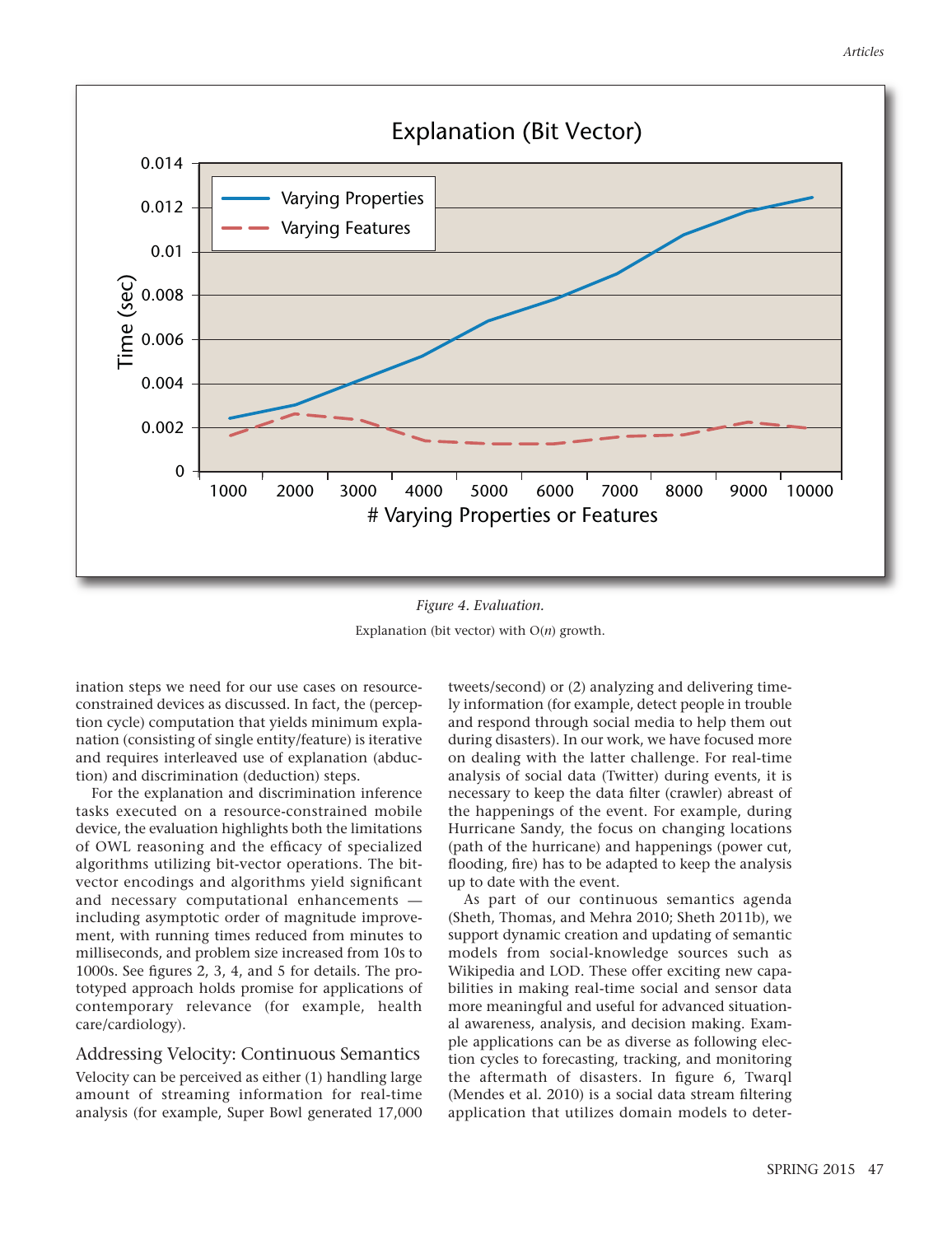Explanation (Bit Vector)

Varying Properties

Varying Features

Time (sec)

0.014
0.012
0.01
0.008
0.006
0.004
0.002
0

1000 2000 3000 4000 5000 6000 7000 8000 9000 10000

# Varying Properties or Features

*Figure 4. Evaluation.*

Explanation (bit vector) with O(*n*) growth.

ination steps we need for our use cases on resource-constrained devices as discussed. In fact, the (perception cycle) computation that yields minimum explanation (consisting of single entity/feature) is iterative and requires interleaved use of explanation (abduction) and discrimination (deduction) steps.

For the explanation and discrimination inference tasks executed on a resource-constrained mobile device, the evaluation highlights both the limitations of OWL reasoning and the efficacy of specialized algorithms utilizing bit-vector operations. The bit-vector encodings and algorithms yield significant and necessary computational enhancements — including asymptotic order of magnitude improvement, with running times reduced from minutes to milliseconds, and problem size increased from 10s to 1000s. See figures 2, 3, 4, and 5 for details. The prototyped approach holds promise for applications of contemporary relevance (for example, health care/cardiology).

## Addressing Velocity: Continuous Semantics

Velocity can be perceived as either (1) handling large amount of streaming information for real-time analysis (for example, Super Bowl generated 17,000 tweets/second) or (2) analyzing and delivering timely information (for example, detect people in trouble and respond through social media to help them out during disasters). In our work, we have focused more on dealing with the latter challenge. For real-time analysis of social data (Twitter) during events, it is necessary to keep the data filter (crawler) abreast of the happenings of the event. For example, during Hurricane Sandy, the focus on changing locations (path of the hurricane) and happenings (power cut, flooding, fire) has to be adapted to keep the analysis up to date with the event.

As part of our continuous semantics agenda (Sheth, Thomas, and Mehra 2010; Sheth 2011b), we support dynamic creation and updating of semantic models from social-knowledge sources such as Wikipedia and LOD. These offer exciting new capabilities in making real-time social and sensor data more meaningful and useful for advanced situational awareness, analysis, and decision making. Example applications can be as diverse as following election cycles to forecasting, tracking, and monitoring the aftermath of disasters. In figure 6, Twarql (Mendes et al. 2010) is a social data stream filtering application that utilizes domain models to deter-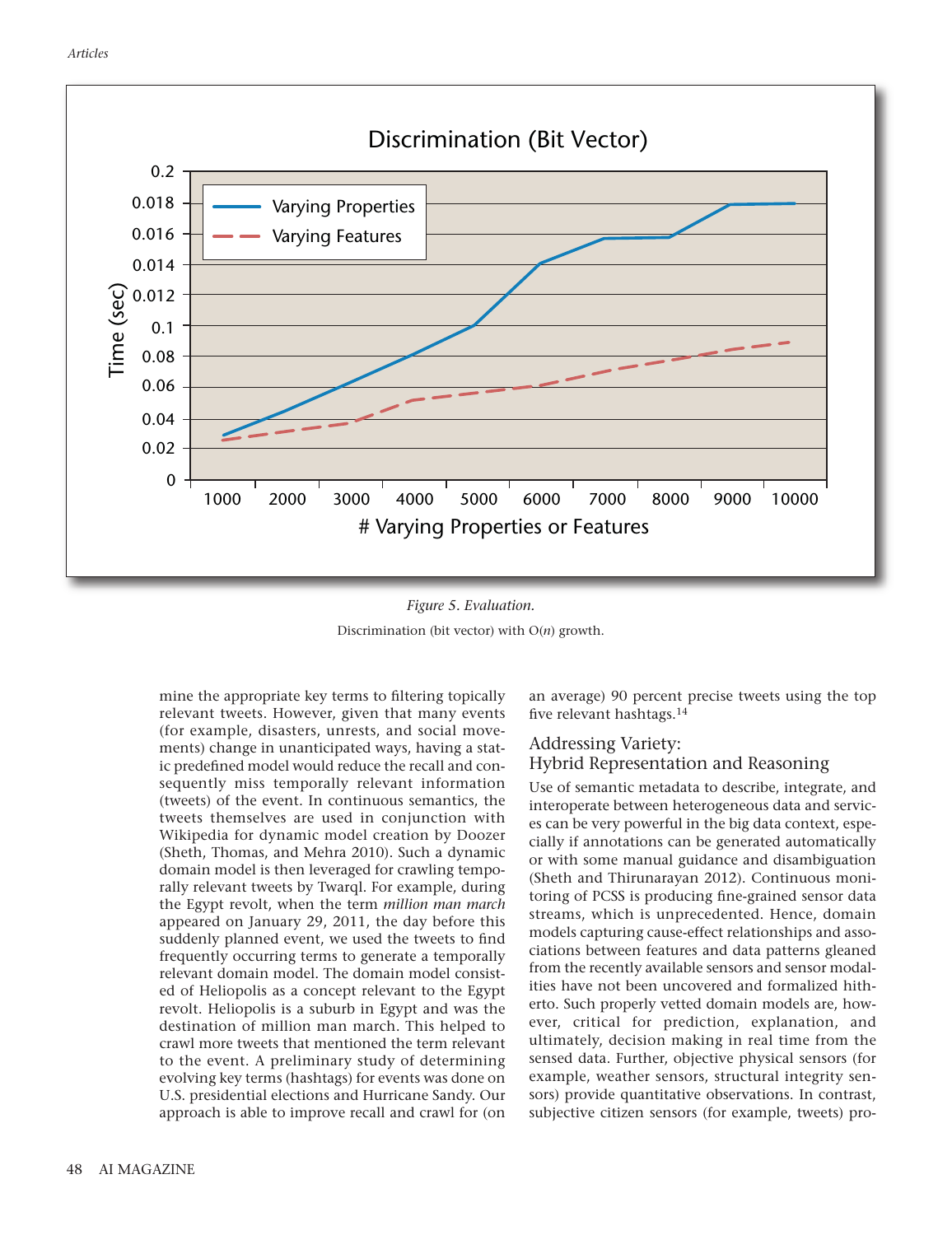Discrimination (Bit Vector)

Time (sec)

0.2
0.018
0.016
0.014
0.012
0.1
0.08
0.06
0.04
0.02
0

Varying Properties
Varying Features

1000 2000 3000 4000 5000 6000 7000 8000 9000 10000

# Varying Properties or Features

*Figure 5. Evaluation.*

Discrimination (bit vector) with O(*n*) growth.

mine the appropriate key terms to filtering topically relevant tweets. However, given that many events (for example, disasters, unrests, and social movements) change in unanticipated ways, having a static predefined model would reduce the recall and consequently miss temporally relevant information (tweets) of the event. In continuous semantics, the tweets themselves are used in conjunction with Wikipedia for dynamic model creation by Doozer (Sheth, Thomas, and Mehra 2010). Such a dynamic domain model is then leveraged for crawling temporally relevant tweets by Twarql. For example, during the Egypt revolt, when the term *million man march* appeared on January 29, 2011, the day before this suddenly planned event, we used the tweets to find frequently occurring terms to generate a temporally relevant domain model. The domain model consisted of Heliopolis as a concept relevant to the Egypt revolt. Heliopolis is a suburb in Egypt and was the destination of million man march. This helped to crawl more tweets that mentioned the term relevant to the event. A preliminary study of determining evolving key terms (hashtags) for events was done on U.S. presidential elections and Hurricane Sandy. Our approach is able to improve recall and crawl for (on an average) 90 percent precise tweets using the top five relevant hashtags.[14]

## Addressing Variety: Hybrid Representation and Reasoning

Use of semantic metadata to describe, integrate, and interoperate between heterogeneous data and services can be very powerful in the big data context, especially if annotations can be generated automatically or with some manual guidance and disambiguation (Sheth and Thirunarayan 2012). Continuous monitoring of PCSS is producing fine-grained sensor data streams, which is unprecedented. Hence, domain models capturing cause-effect relationships and associations between features and data patterns gleaned from the recently available sensors and sensor modalities have not been uncovered and formalized hitherto. Such properly vetted domain models are, however, critical for prediction, explanation, and ultimately, decision making in real time from the sensed data. Further, objective physical sensors (for example, weather sensors, structural integrity sensors) provide quantitative observations. In contrast, subjective citizen sensors (for example, tweets) pro-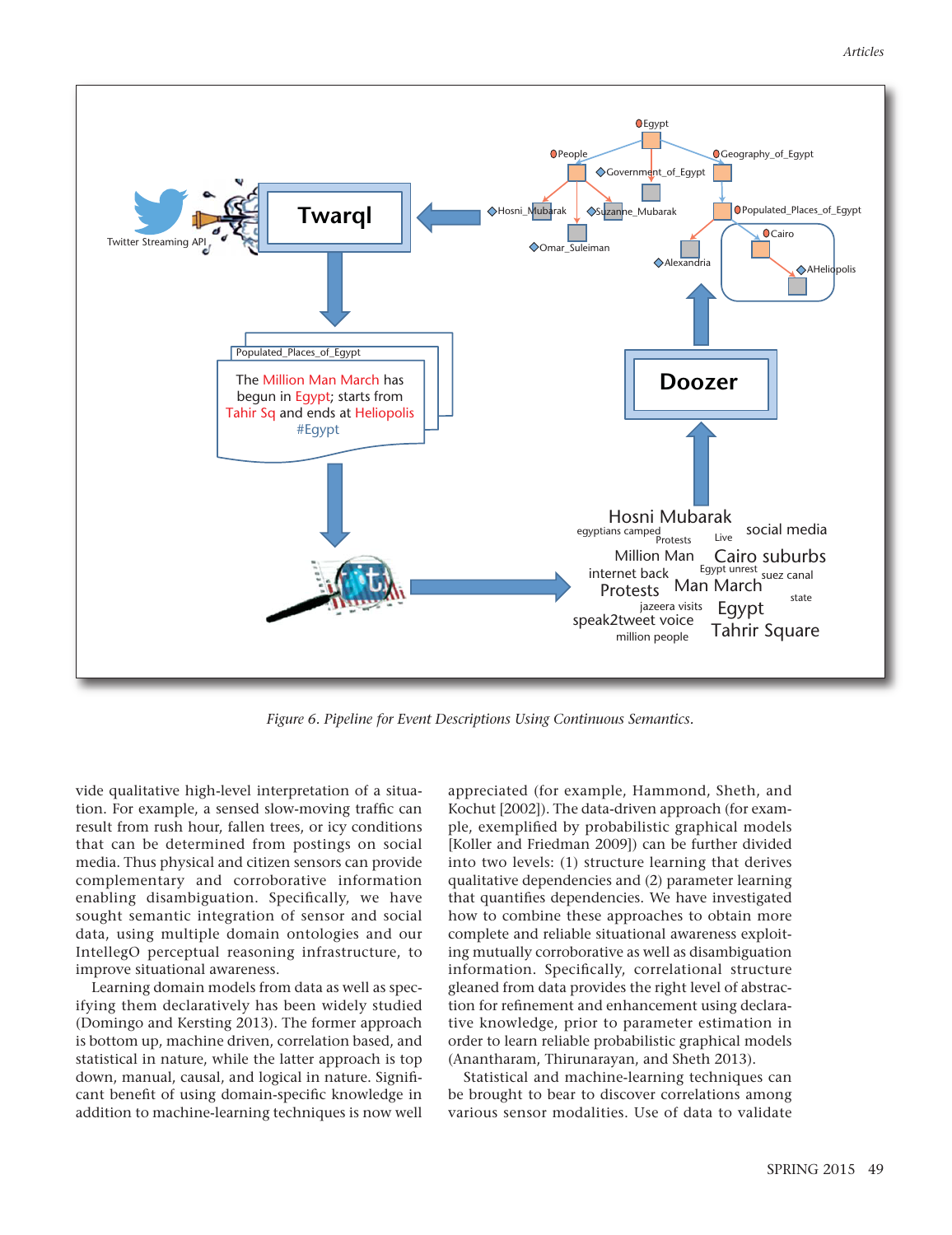Twarql

Twitter Streaming API

Populated_Places_of_Egypt

The Million Man March has begun in Egypt; starts from Tahir Sq and ends at Heliopolis #Egypt

Egypt

People

Geography_of_Egypt

Government_of_Egypt

Hosni_Mubarak

Suzanne_Mubarak

Populated_Places_of_Egypt

Omar_Suleiman

Cairo

Alexandria

AHeliopolis

Doozer

Hosni Mubarak

egyptians camped

Protests

Live

social media

Million Man

Cairo suburbs

internet back

Egypt unrest

suez canal

Protests

Man March

state

jazeera visits

Egypt

speak2tweet voice

million people

Tahrir Square

*Figure 6. Pipeline for Event Descriptions Using Continuous Semantics.*

vide qualitative high-level interpretation of a situation. For example, a sensed slow-moving traffic can result from rush hour, fallen trees, or icy conditions that can be determined from postings on social media. Thus physical and citizen sensors can provide complementary and corroborative information enabling disambiguation. Specifically, we have sought semantic integration of sensor and social data, using multiple domain ontologies and our IntellegO perceptual reasoning infrastructure, to improve situational awareness.

Learning domain models from data as well as specifying them declaratively has been widely studied (Domingo and Kersting 2013). The former approach is bottom up, machine driven, correlation based, and statistical in nature, while the latter approach is top down, manual, causal, and logical in nature. Significant benefit of using domain-specific knowledge in addition to machine-learning techniques is now well appreciated (for example, Hammond, Sheth, and Kochut [2002]). The data-driven approach (for example, exemplified by probabilistic graphical models [Koller and Friedman 2009]) can be further divided into two levels: (1) structure learning that derives qualitative dependencies and (2) parameter learning that quantifies dependencies. We have investigated how to combine these approaches to obtain more complete and reliable situational awareness exploiting mutually corroborative as well as disambiguation information. Specifically, correlational structure gleaned from data provides the right level of abstraction for refinement and enhancement using declarative knowledge, prior to parameter estimation in order to learn reliable probabilistic graphical models (Anantharam, Thirunarayan, and Sheth 2013).

Statistical and machine-learning techniques can be brought to bear to discover correlations among various sensor modalities. Use of data to validate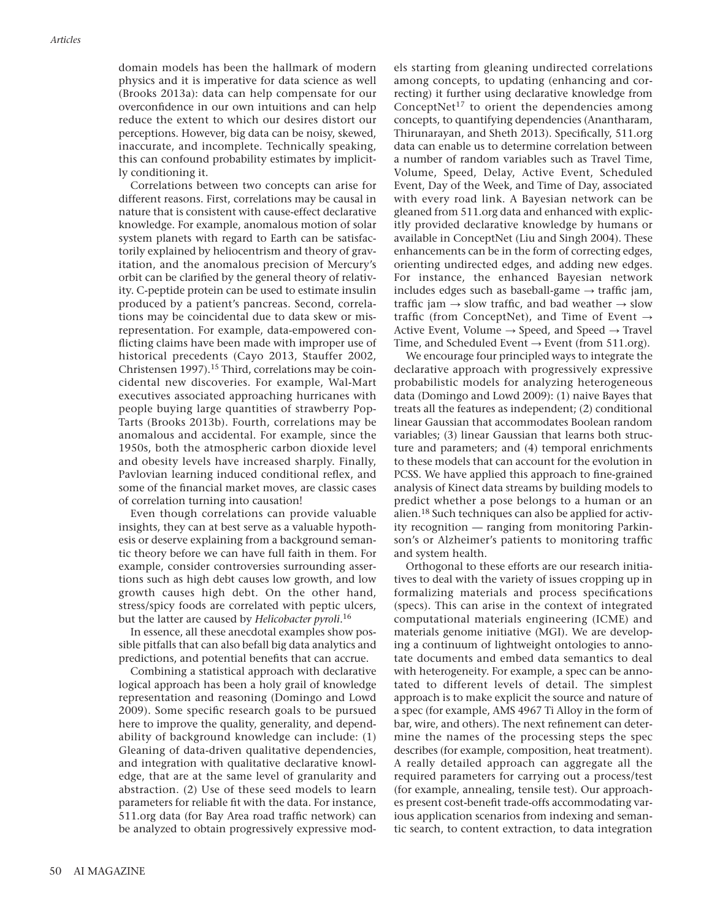domain models has been the hallmark of modern physics and it is imperative for data science as well (Brooks 2013a): data can help compensate for our overconfidence in our own intuitions and can help reduce the extent to which our desires distort our perceptions. However, big data can be noisy, skewed, inaccurate, and incomplete. Technically speaking, this can confound probability estimates by implicitly conditioning it.

Correlations between two concepts can arise for different reasons. First, correlations may be causal in nature that is consistent with cause-effect declarative knowledge. For example, anomalous motion of solar system planets with regard to Earth can be satisfactorily explained by heliocentrism and theory of gravitation, and the anomalous precision of Mercury's orbit can be clarified by the general theory of relativity. C-peptide protein can be used to estimate insulin produced by a patient's pancreas. Second, correlations may be coincidental due to data skew or misrepresentation. For example, data-empowered conflicting claims have been made with improper use of historical precedents (Cayo 2013, Stauffer 2002, Christensen 1997).[15] Third, correlations may be coincidental new discoveries. For example, Wal-Mart executives associated approaching hurricanes with people buying large quantities of strawberry Pop-Tarts (Brooks 2013b). Fourth, correlations may be anomalous and accidental. For example, since the 1950s, both the atmospheric carbon dioxide level and obesity levels have increased sharply. Finally, Pavlovian learning induced conditional reflex, and some of the financial market moves, are classic cases of correlation turning into causation!

Even though correlations can provide valuable insights, they can at best serve as a valuable hypothesis or deserve explaining from a background semantic theory before we can have full faith in them. For example, consider controversies surrounding assertions such as high debt causes low growth, and low growth causes high debt. On the other hand, stress/spicy foods are correlated with peptic ulcers, but the latter are caused by *Helicobacter pyroli*.[16]

In essence, all these anecdotal examples show possible pitfalls that can also befall big data analytics and predictions, and potential benefits that can accrue.

Combining a statistical approach with declarative logical approach has been a holy grail of knowledge representation and reasoning (Domingo and Lowd 2009). Some specific research goals to be pursued here to improve the quality, generality, and dependability of background knowledge can include: (1) Gleaning of data-driven qualitative dependencies, and integration with qualitative declarative knowledge, that are at the same level of granularity and abstraction. (2) Use of these seed models to learn parameters for reliable fit with the data. For instance, 511.org data (for Bay Area road traffic network) can be analyzed to obtain progressively expressive models starting from gleaning undirected correlations among concepts, to updating (enhancing and correcting) it further using declarative knowledge from ConceptNet[17] to orient the dependencies among concepts, to quantifying dependencies (Anantharam, Thirunarayan, and Sheth 2013). Specifically, 511.org data can enable us to determine correlation between a number of random variables such as Travel Time, Volume, Speed, Delay, Active Event, Scheduled Event, Day of the Week, and Time of Day, associated with every road link. A Bayesian network can be gleaned from 511.org data and enhanced with explicitly provided declarative knowledge by humans or available in ConceptNet (Liu and Singh 2004). These enhancements can be in the form of correcting edges, orienting undirected edges, and adding new edges. For instance, the enhanced Bayesian network includes edges such as baseball-game → traffic jam, traffic jam → slow traffic, and bad weather → slow traffic (from ConceptNet), and Time of Event → Active Event, Volume → Speed, and Speed → Travel Time, and Scheduled Event → Event (from 511.org).

We encourage four principled ways to integrate the declarative approach with progressively expressive probabilistic models for analyzing heterogeneous data (Domingo and Lowd 2009): (1) naive Bayes that treats all the features as independent; (2) conditional linear Gaussian that accommodates Boolean random variables; (3) linear Gaussian that learns both structure and parameters; and (4) temporal enrichments to these models that can account for the evolution in PCSS. We have applied this approach to fine-grained analysis of Kinect data streams by building models to predict whether a pose belongs to a human or an alien.[18] Such techniques can also be applied for activity recognition — ranging from monitoring Parkinson's or Alzheimer's patients to monitoring traffic and system health.

Orthogonal to these efforts are our research initiatives to deal with the variety of issues cropping up in formalizing materials and process specifications (specs). This can arise in the context of integrated computational materials engineering (ICME) and materials genome initiative (MGI). We are developing a continuum of lightweight ontologies to annotate documents and embed data semantics to deal with heterogeneity. For example, a spec can be annotated to different levels of detail. The simplest approach is to make explicit the source and nature of a spec (for example, AMS 4967 Ti Alloy in the form of bar, wire, and others). The next refinement can determine the names of the processing steps the spec describes (for example, composition, heat treatment). A really detailed approach can aggregate all the required parameters for carrying out a process/test (for example, annealing, tensile test). Our approaches present cost-benefit trade-offs accommodating various application scenarios from indexing and semantic search, to content extraction, to data integration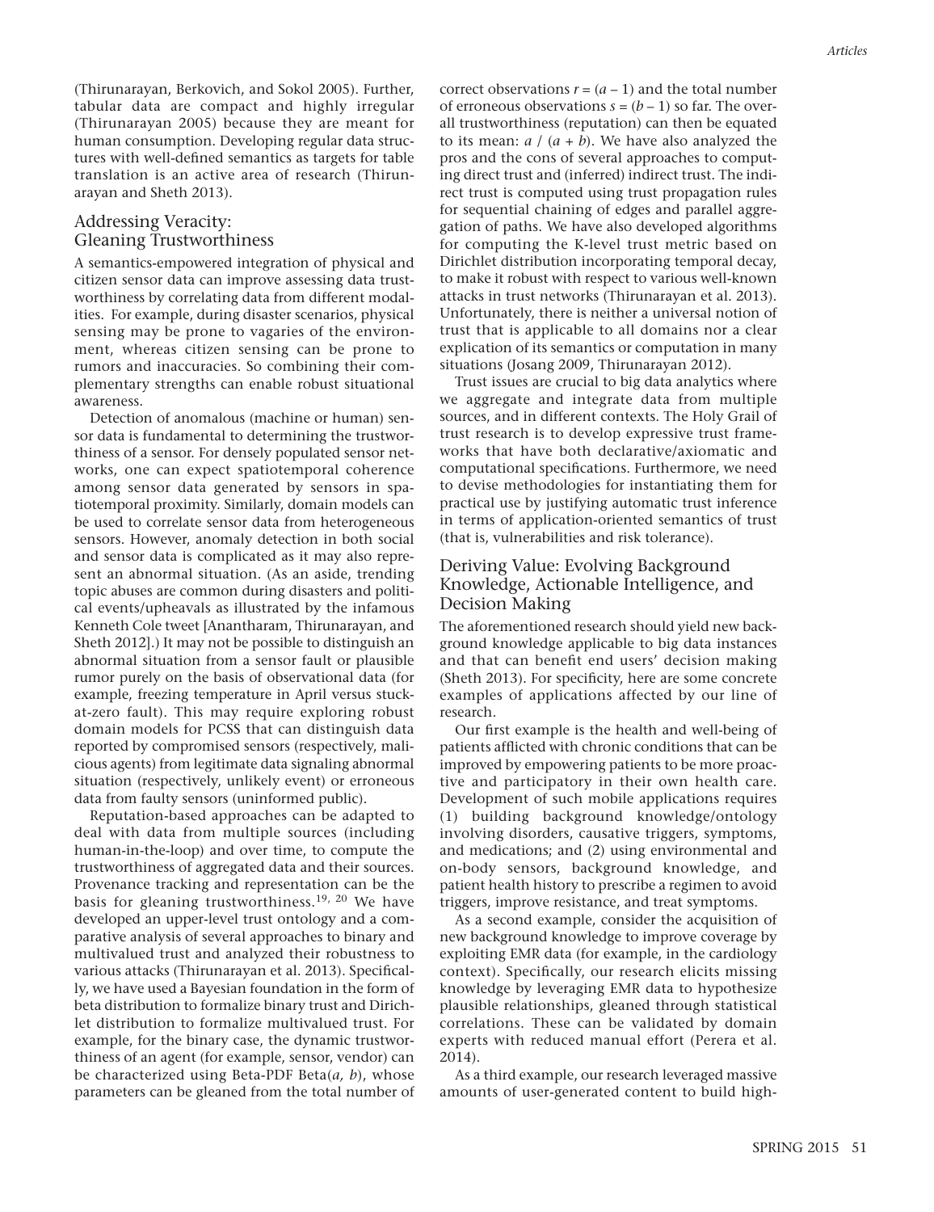(Thirunarayan, Berkovich, and Sokol 2005). Further, tabular data are compact and highly irregular (Thirunarayan 2005) because they are meant for human consumption. Developing regular data structures with well-defined semantics as targets for table translation is an active area of research (Thirunarayan and Sheth 2013).

## Addressing Veracity: Gleaning Trustworthiness

A semantics-empowered integration of physical and citizen sensor data can improve assessing data trustworthiness by correlating data from different modalities. For example, during disaster scenarios, physical sensing may be prone to vagaries of the environment, whereas citizen sensing can be prone to rumors and inaccuracies. So combining their complementary strengths can enable robust situational awareness.

Detection of anomalous (machine or human) sensor data is fundamental to determining the trustworthiness of a sensor. For densely populated sensor networks, one can expect spatiotemporal coherence among sensor data generated by sensors in spatiotemporal proximity. Similarly, domain models can be used to correlate sensor data from heterogeneous sensors. However, anomaly detection in both social and sensor data is complicated as it may also represent an abnormal situation. (As an aside, trending topic abuses are common during disasters and political events/upheavals as illustrated by the infamous Kenneth Cole tweet [Anantharam, Thirunarayan, and Sheth 2012].) It may not be possible to distinguish an abnormal situation from a sensor fault or plausible rumor purely on the basis of observational data (for example, freezing temperature in April versus stuck-at-zero fault). This may require exploring robust domain models for PCSS that can distinguish data reported by compromised sensors (respectively, malicious agents) from legitimate data signaling abnormal situation (respectively, unlikely event) or erroneous data from faulty sensors (uninformed public).

Reputation-based approaches can be adapted to deal with data from multiple sources (including human-in-the-loop) and over time, to compute the trustworthiness of aggregated data and their sources. Provenance tracking and representation can be the basis for gleaning trustworthiness.[19, 20] We have developed an upper-level trust ontology and a comparative analysis of several approaches to binary and multivalued trust and analyzed their robustness to various attacks (Thirunarayan et al. 2013). Specifically, we have used a Bayesian foundation in the form of beta distribution to formalize binary trust and Dirichlet distribution to formalize multivalued trust. For example, for the binary case, the dynamic trustworthiness of an agent (for example, sensor, vendor) can be characterized using Beta-PDF Beta($a$, $b$), whose parameters can be gleaned from the total number of correct observations $r = (a - 1)$ and the total number of erroneous observations $s = (b - 1)$ so far. The overall trustworthiness (reputation) can then be equated to its mean: $a / (a + b)$. We have also analyzed the pros and the cons of several approaches to computing direct trust and (inferred) indirect trust. The indirect trust is computed using trust propagation rules for sequential chaining of edges and parallel aggregation of paths. We have also developed algorithms for computing the K-level trust metric based on Dirichlet distribution incorporating temporal decay, to make it robust with respect to various well-known attacks in trust networks (Thirunarayan et al. 2013). Unfortunately, there is neither a universal notion of trust that is applicable to all domains nor a clear explication of its semantics or computation in many situations (Josang 2009, Thirunarayan 2012).

Trust issues are crucial to big data analytics where we aggregate and integrate data from multiple sources, and in different contexts. The Holy Grail of trust research is to develop expressive trust frameworks that have both declarative/axiomatic and computational specifications. Furthermore, we need to devise methodologies for instantiating them for practical use by justifying automatic trust inference in terms of application-oriented semantics of trust (that is, vulnerabilities and risk tolerance).

## Deriving Value: Evolving Background Knowledge, Actionable Intelligence, and Decision Making

The aforementioned research should yield new background knowledge applicable to big data instances and that can benefit end users' decision making (Sheth 2013). For specificity, here are some concrete examples of applications affected by our line of research.

Our first example is the health and well-being of patients afflicted with chronic conditions that can be improved by empowering patients to be more proactive and participatory in their own health care. Development of such mobile applications requires (1) building background knowledge/ontology involving disorders, causative triggers, symptoms, and medications; and (2) using environmental and on-body sensors, background knowledge, and patient health history to prescribe a regimen to avoid triggers, improve resistance, and treat symptoms.

As a second example, consider the acquisition of new background knowledge to improve coverage by exploiting EMR data (for example, in the cardiology context). Specifically, our research elicits missing knowledge by leveraging EMR data to hypothesize plausible relationships, gleaned through statistical correlations. These can be validated by domain experts with reduced manual effort (Perera et al. 2014).

As a third example, our research leveraged massive amounts of user-generated content to build high-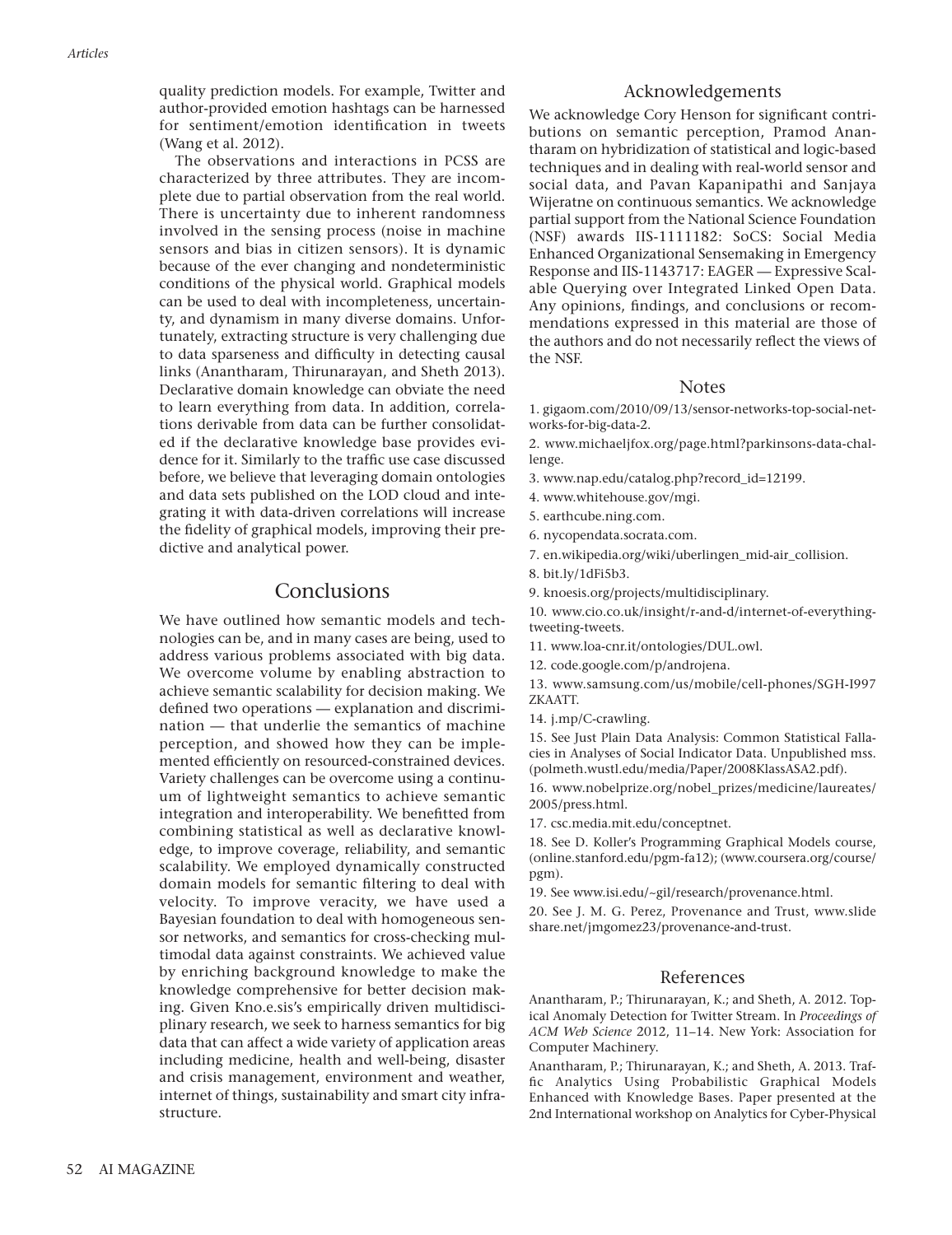quality prediction models. For example, Twitter and author-provided emotion hashtags can be harnessed for sentiment/emotion identification in tweets (Wang et al. 2012).

The observations and interactions in PCSS are characterized by three attributes. They are incomplete due to partial observation from the real world. There is uncertainty due to inherent randomness involved in the sensing process (noise in machine sensors and bias in citizen sensors). It is dynamic because of the ever changing and nondeterministic conditions of the physical world. Graphical models can be used to deal with incompleteness, uncertainty, and dynamism in many diverse domains. Unfortunately, extracting structure is very challenging due to data sparseness and difficulty in detecting causal links (Anantharam, Thirunarayan, and Sheth 2013). Declarative domain knowledge can obviate the need to learn everything from data. In addition, correlations derivable from data can be further consolidated if the declarative knowledge base provides evidence for it. Similarly to the traffic use case discussed before, we believe that leveraging domain ontologies and data sets published on the LOD cloud and integrating it with data-driven correlations will increase the fidelity of graphical models, improving their predictive and analytical power.

## Conclusions

We have outlined how semantic models and technologies can be, and in many cases are being, used to address various problems associated with big data. We overcome volume by enabling abstraction to achieve semantic scalability for decision making. We defined two operations — explanation and discrimination — that underlie the semantics of machine perception, and showed how they can be implemented efficiently on resourced-constrained devices. Variety challenges can be overcome using a continuum of lightweight semantics to achieve semantic integration and interoperability. We benefitted from combining statistical as well as declarative knowledge, to improve coverage, reliability, and semantic scalability. We employed dynamically constructed domain models for semantic filtering to deal with velocity. To improve veracity, we have used a Bayesian foundation to deal with homogeneous sensor networks, and semantics for cross-checking multimodal data against constraints. We achieved value by enriching background knowledge to make the knowledge comprehensive for better decision making. Given Kno.e.sis's empirically driven multidisciplinary research, we seek to harness semantics for big data that can affect a wide variety of application areas including medicine, health and well-being, disaster and crisis management, environment and weather, internet of things, sustainability and smart city infrastructure.

## Acknowledgements

We acknowledge Cory Henson for significant contributions on semantic perception, Pramod Anantharam on hybridization of statistical and logic-based techniques and in dealing with real-world sensor and social data, and Pavan Kapanipathi and Sanjaya Wijeratne on continuous semantics. We acknowledge partial support from the National Science Foundation (NSF) awards IIS-1111182: SoCS: Social Media Enhanced Organizational Sensemaking in Emergency Response and IIS-1143717: EAGER — Expressive Scalable Querying over Integrated Linked Open Data. Any opinions, findings, and conclusions or recommendations expressed in this material are those of the authors and do not necessarily reflect the views of the NSF.

## Notes

1. gigaom.com/2010/09/13/sensor-networks-top-social-networks-for-big-data-2.

2. www.michaeljfox.org/page.html?parkinsons-data-challenge.

3. www.nap.edu/catalog.php?record_id=12199.

4. www.whitehouse.gov/mgi.

5. earthcube.ning.com.

6. nycopendata.socrata.com.

7. en.wikipedia.org/wiki/uberlingen_mid-air_collision.

8. bit.ly/1dFi5b3.

9. knoesis.org/projects/multidisciplinary.

10. www.cio.co.uk/insight/r-and-d/internet-of-everything-tweeting-tweets.

11. www.loa-cnr.it/ontologies/DUL.owl.

12. code.google.com/p/androjena.

13. www.samsung.com/us/mobile/cell-phones/SGH-I997ZKAATT.

14. j.mp/C-crawling.

15. See Just Plain Data Analysis: Common Statistical Fallacies in Analyses of Social Indicator Data. Unpublished mss. (polmeth.wustl.edu/media/Paper/2008KlassASA2.pdf).

16. www.nobelprize.org/nobel_prizes/medicine/laureates/2005/press.html.

17. csc.media.mit.edu/conceptnet.

18. See D. Koller's Programming Graphical Models course, (online.stanford.edu/pgm-fa12); (www.coursera.org/course/pgm).

19. See www.isi.edu/~gil/research/provenance.html.

20. See J. M. G. Perez, Provenance and Trust, www.slideshare.net/jmgomez23/provenance-and-trust.

## References

Anantharam, P.; Thirunarayan, K.; and Sheth, A. 2012. Topical Anomaly Detection for Twitter Stream. In *Proceedings of ACM Web Science* 2012, 11–14. New York: Association for Computer Machinery.

Anantharam, P.; Thirunarayan, K.; and Sheth, A. 2013. Traffic Analytics Using Probabilistic Graphical Models Enhanced with Knowledge Bases. Paper presented at the 2nd International workshop on Analytics for Cyber-Physical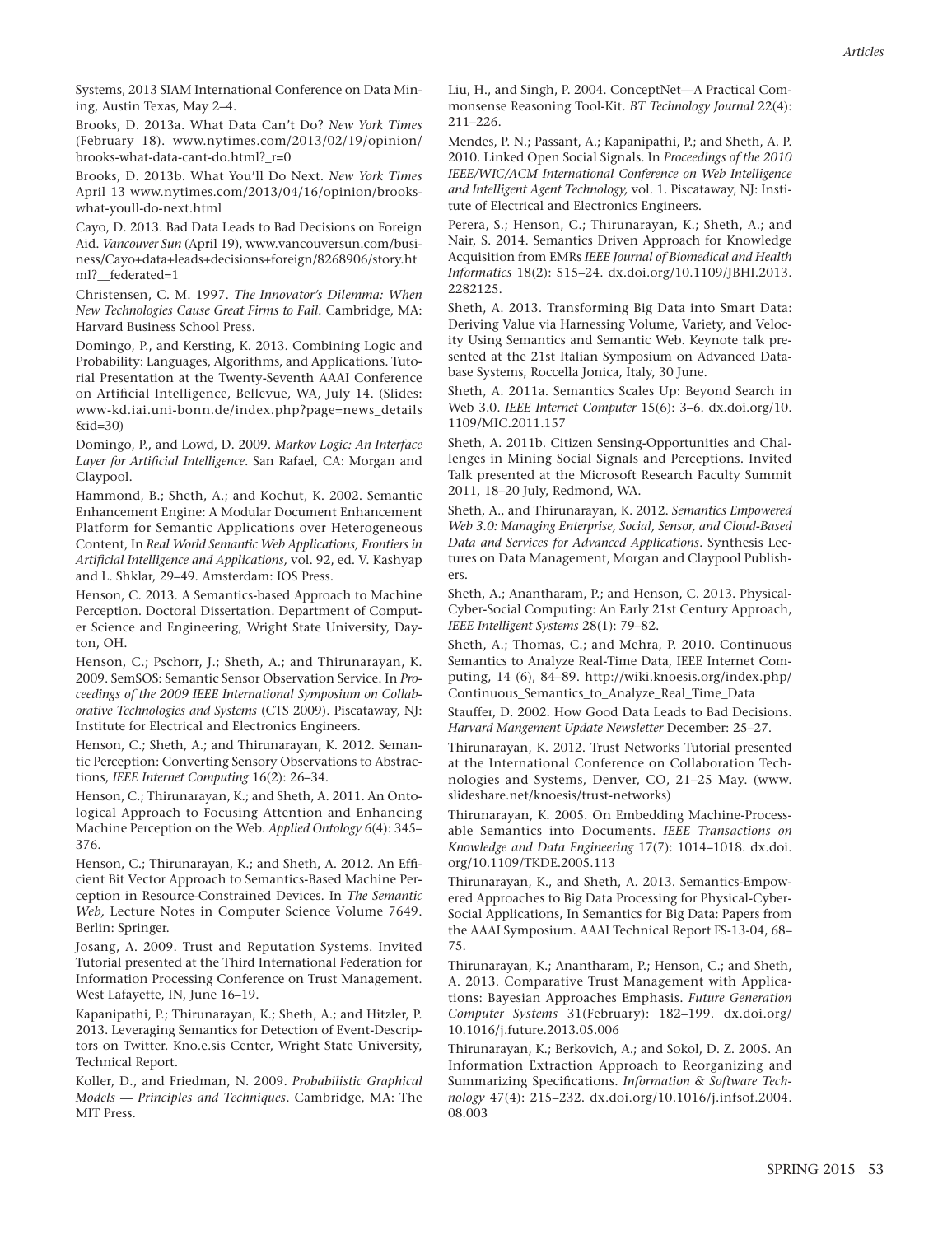Systems, 2013 SIAM International Conference on Data Mining, Austin Texas, May 2–4.

Brooks, D. 2013a. What Data Can't Do? *New York Times* (February 18). www.nytimes.com/2013/02/19/opinion/brooks-what-data-cant-do.html?_r=0

Brooks, D. 2013b. What You'll Do Next. *New York Times* April 13 www.nytimes.com/2013/04/16/opinion/brooks-what-youll-do-next.html

Cayo, D. 2013. Bad Data Leads to Bad Decisions on Foreign Aid. *Vancouver Sun* (April 19), www.vancouversun.com/business/Cayo+data+leads+decisions+foreign/8268906/story.html?__federated=1

Christensen, C. M. 1997. *The Innovator's Dilemma: When New Technologies Cause Great Firms to Fail*. Cambridge, MA: Harvard Business School Press.

Domingo, P., and Kersting, K. 2013. Combining Logic and Probability: Languages, Algorithms, and Applications. Tutorial Presentation at the Twenty-Seventh AAAI Conference on Artificial Intelligence, Bellevue, WA, July 14. (Slides: www-kd.iai.uni-bonn.de/index.php?page=news_details&id=30)

Domingo, P., and Lowd, D. 2009. *Markov Logic: An Interface Layer for Artificial Intelligence*. San Rafael, CA: Morgan and Claypool.

Hammond, B.; Sheth, A.; and Kochut, K. 2002. Semantic Enhancement Engine: A Modular Document Enhancement Platform for Semantic Applications over Heterogeneous Content, In *Real World Semantic Web Applications, Frontiers in Artificial Intelligence and Applications*, vol. 92, ed. V. Kashyap and L. Shklar, 29–49. Amsterdam: IOS Press.

Henson, C. 2013. A Semantics-based Approach to Machine Perception. Doctoral Dissertation. Department of Computer Science and Engineering, Wright State University, Dayton, OH.

Henson, C.; Pschorr, J.; Sheth, A.; and Thirunarayan, K. 2009. SemSOS: Semantic Sensor Observation Service. In *Proceedings of the 2009 IEEE International Symposium on Collaborative Technologies and Systems* (CTS 2009). Piscataway, NJ: Institute for Electrical and Electronics Engineers.

Henson, C.; Sheth, A.; and Thirunarayan, K. 2012. Semantic Perception: Converting Sensory Observations to Abstractions, *IEEE Internet Computing* 16(2): 26–34.

Henson, C.; Thirunarayan, K.; and Sheth, A. 2011. An Ontological Approach to Focusing Attention and Enhancing Machine Perception on the Web. *Applied Ontology* 6(4): 345–376.

Henson, C.; Thirunarayan, K.; and Sheth, A. 2012. An Efficient Bit Vector Approach to Semantics-Based Machine Perception in Resource-Constrained Devices. In *The Semantic Web,* Lecture Notes in Computer Science Volume 7649. Berlin: Springer.

Josang, A. 2009. Trust and Reputation Systems. Invited Tutorial presented at the Third International Federation for Information Processing Conference on Trust Management. West Lafayette, IN, June 16–19.

Kapanipathi, P.; Thirunarayan, K.; Sheth, A.; and Hitzler, P. 2013. Leveraging Semantics for Detection of Event-Descriptors on Twitter. Kno.e.sis Center, Wright State University, Technical Report.

Koller, D., and Friedman, N. 2009. *Probabilistic Graphical Models — Principles and Techniques*. Cambridge, MA: The MIT Press.

Liu, H., and Singh, P. 2004. ConceptNet—A Practical Commonsense Reasoning Tool-Kit. *BT Technology Journal* 22(4): 211–226.

Mendes, P. N.; Passant, A.; Kapanipathi, P.; and Sheth, A. P. 2010. Linked Open Social Signals. In *Proceedings of the 2010 IEEE/WIC/ACM International Conference on Web Intelligence and Intelligent Agent Technology,* vol. 1. Piscataway, NJ: Institute of Electrical and Electronics Engineers.

Perera, S.; Henson, C.; Thirunarayan, K.; Sheth, A.; and Nair, S. 2014. Semantics Driven Approach for Knowledge Acquisition from EMRs *IEEE Journal of Biomedical and Health Informatics* 18(2): 515–24. dx.doi.org/10.1109/JBHI.2013.2282125.

Sheth, A. 2013. Transforming Big Data into Smart Data: Deriving Value via Harnessing Volume, Variety, and Velocity Using Semantics and Semantic Web. Keynote talk presented at the 21st Italian Symposium on Advanced Database Systems, Roccella Jonica, Italy, 30 June.

Sheth, A. 2011a. Semantics Scales Up: Beyond Search in Web 3.0. *IEEE Internet Computer* 15(6): 3–6. dx.doi.org/10.1109/MIC.2011.157

Sheth, A. 2011b. Citizen Sensing-Opportunities and Challenges in Mining Social Signals and Perceptions. Invited Talk presented at the Microsoft Research Faculty Summit 2011, 18–20 July, Redmond, WA.

Sheth, A., and Thirunarayan, K. 2012. *Semantics Empowered Web 3.0: Managing Enterprise, Social, Sensor, and Cloud-Based Data and Services for Advanced Applications*. Synthesis Lectures on Data Management, Morgan and Claypool Publishers.

Sheth, A.; Anantharam, P.; and Henson, C. 2013. Physical-Cyber-Social Computing: An Early 21st Century Approach, *IEEE Intelligent Systems* 28(1): 79–82.

Sheth, A.; Thomas, C.; and Mehra, P. 2010. Continuous Semantics to Analyze Real-Time Data, IEEE Internet Computing, 14 (6), 84–89. http://wiki.knoesis.org/index.php/Continuous_Semantics_to_Analyze_Real_Time_Data

Stauffer, D. 2002. How Good Data Leads to Bad Decisions. *Harvard Mangement Update Newsletter* December: 25–27.

Thirunarayan, K. 2012. Trust Networks Tutorial presented at the International Conference on Collaboration Technologies and Systems, Denver, CO, 21–25 May. (www.slideshare.net/knoesis/trust-networks)

Thirunarayan, K. 2005. On Embedding Machine-Processable Semantics into Documents. *IEEE Transactions on Knowledge and Data Engineering* 17(7): 1014–1018. dx.doi.org/10.1109/TKDE.2005.113

Thirunarayan, K., and Sheth, A. 2013. Semantics-Empowered Approaches to Big Data Processing for Physical-Cyber-Social Applications, In Semantics for Big Data: Papers from the AAAI Symposium. AAAI Technical Report FS-13-04, 68–75.

Thirunarayan, K.; Anantharam, P.; Henson, C.; and Sheth, A. 2013. Comparative Trust Management with Applications: Bayesian Approaches Emphasis. *Future Generation Computer Systems* 31(February): 182–199. dx.doi.org/10.1016/j.future.2013.05.006

Thirunarayan, K.; Berkovich, A.; and Sokol, D. Z. 2005. An Information Extraction Approach to Reorganizing and Summarizing Specifications. *Information & Software Technology* 47(4): 215–232. dx.doi.org/10.1016/j.infsof.2004.08.003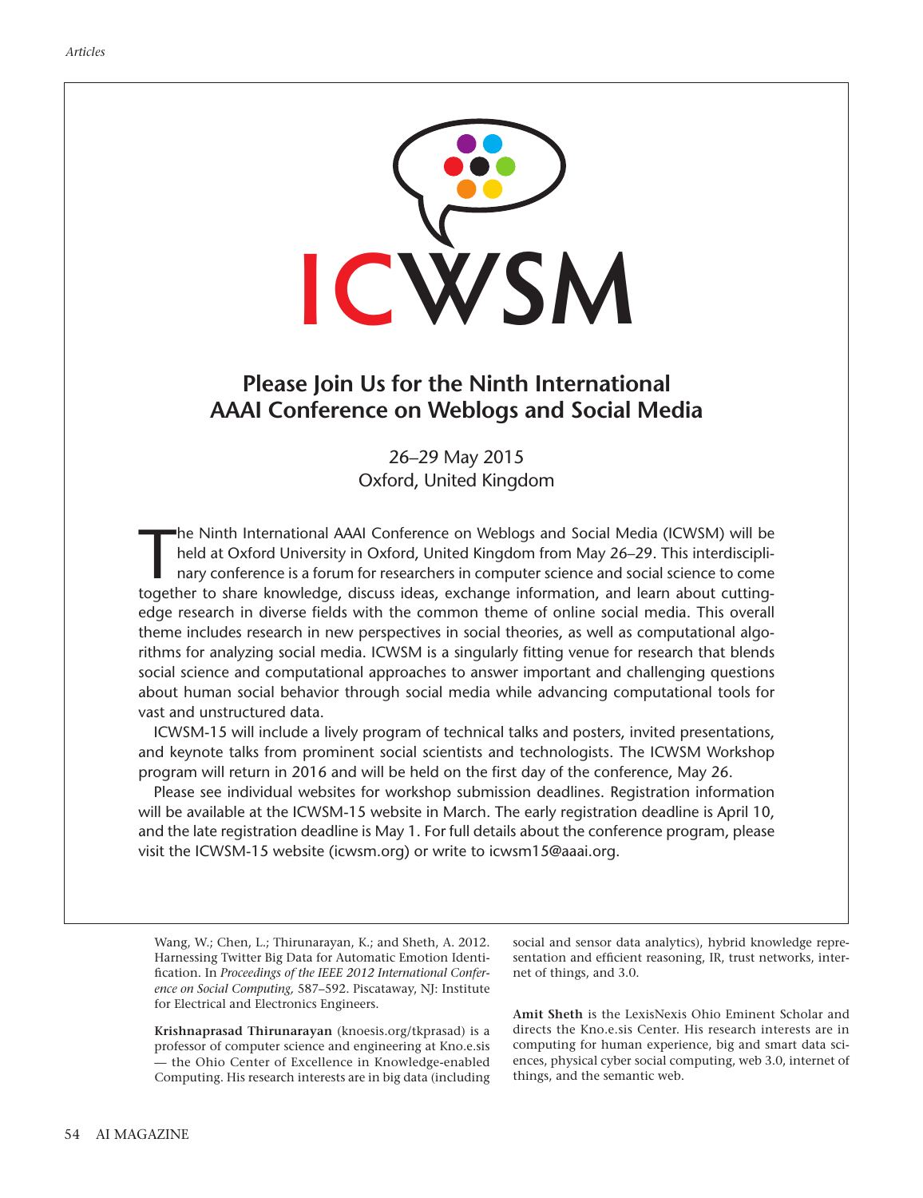ICWSM

## Please Join Us for the Ninth International AAAI Conference on Weblogs and Social Media

26–29 May 2015
Oxford, United Kingdom

The Ninth International AAAI Conference on Weblogs and Social Media (ICWSM) will be held at Oxford University in Oxford, United Kingdom from May 26–29. This interdisciplinary conference is a forum for researchers in computer science and social science to come together to share knowledge, discuss ideas, exchange information, and learn about cutting-edge research in diverse fields with the common theme of online social media. This overall theme includes research in new perspectives in social theories, as well as computational algorithms for analyzing social media. ICWSM is a singularly fitting venue for research that blends social science and computational approaches to answer important and challenging questions about human social behavior through social media while advancing computational tools for vast and unstructured data.

ICWSM-15 will include a lively program of technical talks and posters, invited presentations, and keynote talks from prominent social scientists and technologists. The ICWSM Workshop program will return in 2016 and will be held on the first day of the conference, May 26.

Please see individual websites for workshop submission deadlines. Registration information will be available at the ICWSM-15 website in March. The early registration deadline is April 10, and the late registration deadline is May 1. For full details about the conference program, please visit the ICWSM-15 website (icwsm.org) or write to icwsm15@aaai.org.

Wang, W.; Chen, L.; Thirunarayan, K.; and Sheth, A. 2012. Harnessing Twitter Big Data for Automatic Emotion Identification. In *Proceedings of the IEEE 2012 International Conference on Social Computing,* 587–592. Piscataway, NJ: Institute for Electrical and Electronics Engineers.

**Krishnaprasad Thirunarayan** (knoesis.org/tkprasad) is a professor of computer science and engineering at Kno.e.sis — the Ohio Center of Excellence in Knowledge-enabled Computing. His research interests are in big data (including social and sensor data analytics), hybrid knowledge representation and efficient reasoning, IR, trust networks, internet of things, and 3.0.

**Amit Sheth** is the LexisNexis Ohio Eminent Scholar and directs the Kno.e.sis Center. His research interests are in computing for human experience, big and smart data sciences, physical cyber social computing, web 3.0, internet of things, and the semantic web.